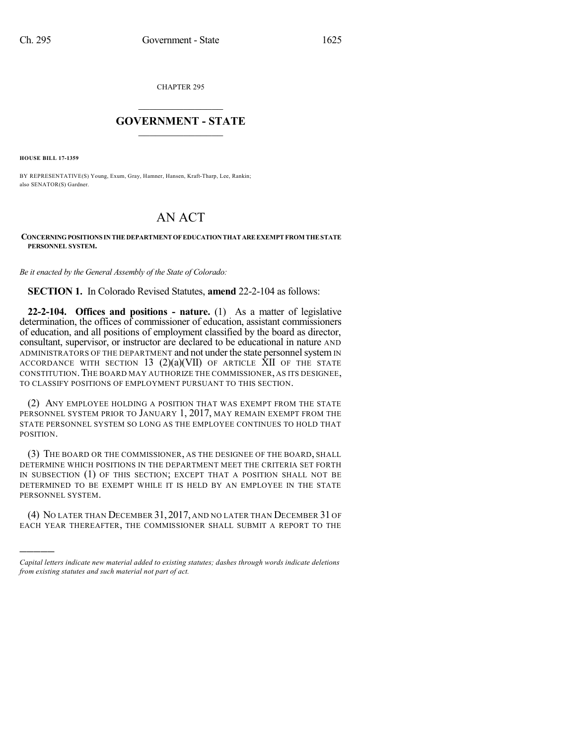CHAPTER 295

# GOVERNMENT - STATE

**HOUSE BILL 17-1359**

BY REPRESENTATIVE(S) Young, Exum, Gray, Hamner, Hansen, Kraft-Tharp, Lee, Rankin; also SENATOR(S) Gardner.

# AN ACT

**CONCERNING POSITIONS IN THE DEPARTMENT OF EDUCATION THAT ARE EXEMPT FROM THE STATE PERSONNEL SYSTEM.**

*Be it enacted by the General Assembly of the State of Colorado:*

**SECTION 1.** In Colorado Revised Statutes, **amend** 22-2-104 as follows:

**22-2-104. Offices and positions - nature.** (1) As a matter of legislative determination, the offices of commissioner of education, assistant commissioners of education, and all positions of employment classified by the board as director, consultant, supervisor, or instructor are declared to be educational in nature AND ADMINISTRATORS OF THE DEPARTMENT and not under the state personnel system IN ACCORDANCE WITH SECTION 13 (2)(a)(VII) OF ARTICLE XII OF THE STATE CONSTITUTION. THE BOARD MAY AUTHORIZE THE COMMISSIONER, AS ITS DESIGNEE, TO CLASSIFY POSITIONS OF EMPLOYMENT PURSUANT TO THIS SECTION.

(2) ANY EMPLOYEE HOLDING A POSITION THAT WAS EXEMPT FROM THE STATE PERSONNEL SYSTEM PRIOR TO JANUARY 1, 2017, MAY REMAIN EXEMPT FROM THE STATE PERSONNEL SYSTEM SO LONG AS THE EMPLOYEE CONTINUES TO HOLD THAT POSITION.

(3) THE BOARD OR THE COMMISSIONER, AS THE DESIGNEE OF THE BOARD, SHALL DETERMINE WHICH POSITIONS IN THE DEPARTMENT MEET THE CRITERIA SET FORTH IN SUBSECTION (1) OF THIS SECTION; EXCEPT THAT A POSITION SHALL NOT BE DETERMINED TO BE EXEMPT WHILE IT IS HELD BY AN EMPLOYEE IN THE STATE PERSONNEL SYSTEM.

(4) NO LATER THAN DECEMBER 31, 2017, AND NO LATER THAN DECEMBER 31 OF EACH YEAR THEREAFTER, THE COMMISSIONER SHALL SUBMIT A REPORT TO THE

---

*Capital letters indicate new material added to existing statutes; dashes through words indicate deletions from existing statutes and such material not part of act.*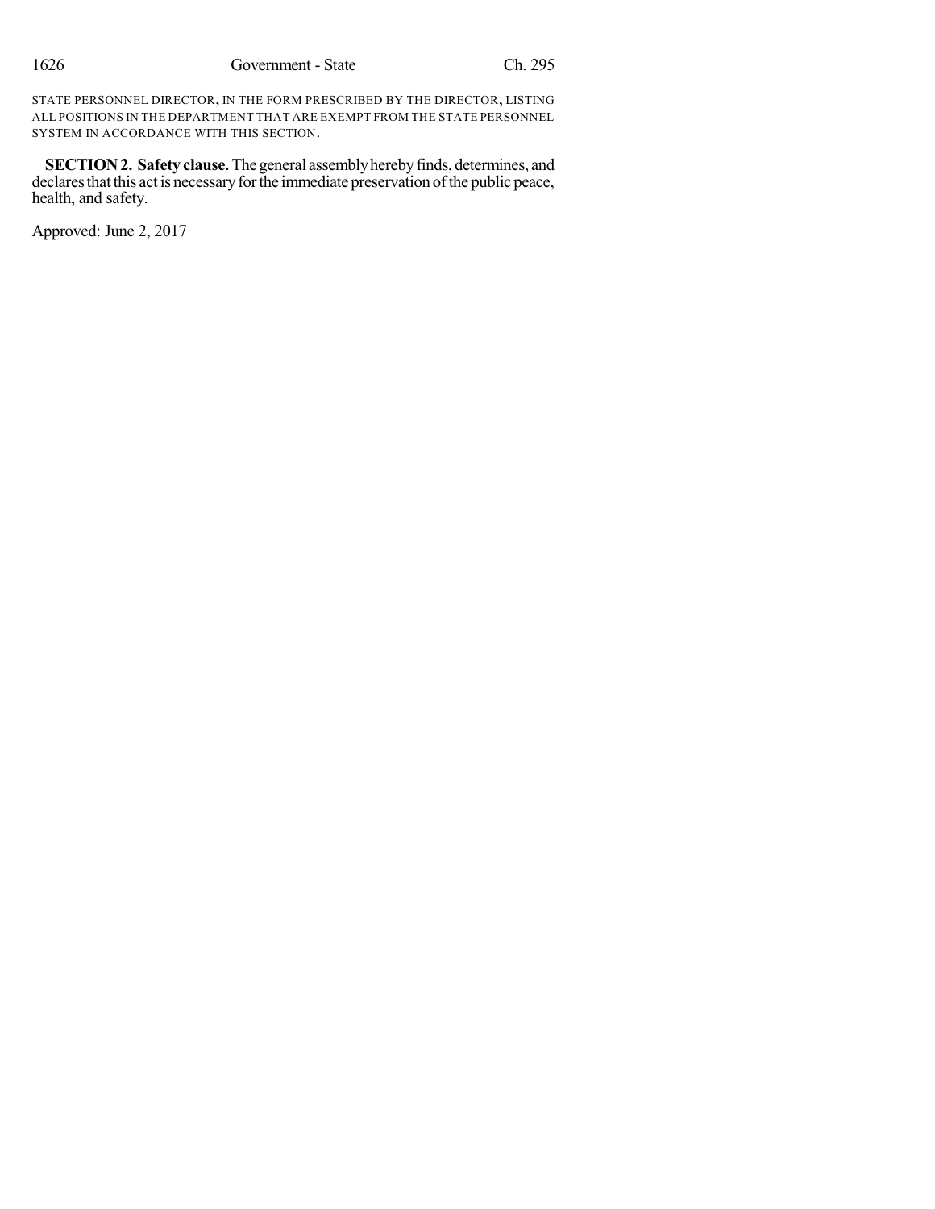STATE PERSONNEL DIRECTOR, IN THE FORM PRESCRIBED BY THE DIRECTOR, LISTING ALL POSITIONS IN THE DEPARTMENT THAT ARE EXEMPT FROM THE STATE PERSONNEL SYSTEM IN ACCORDANCE WITH THIS SECTION.

**SECTION 2. Safety clause.** The general assembly hereby finds, determines, and declares that this act is necessary for the immediate preservation of the public peace, health, and safety.

Approved: June 2, 2017